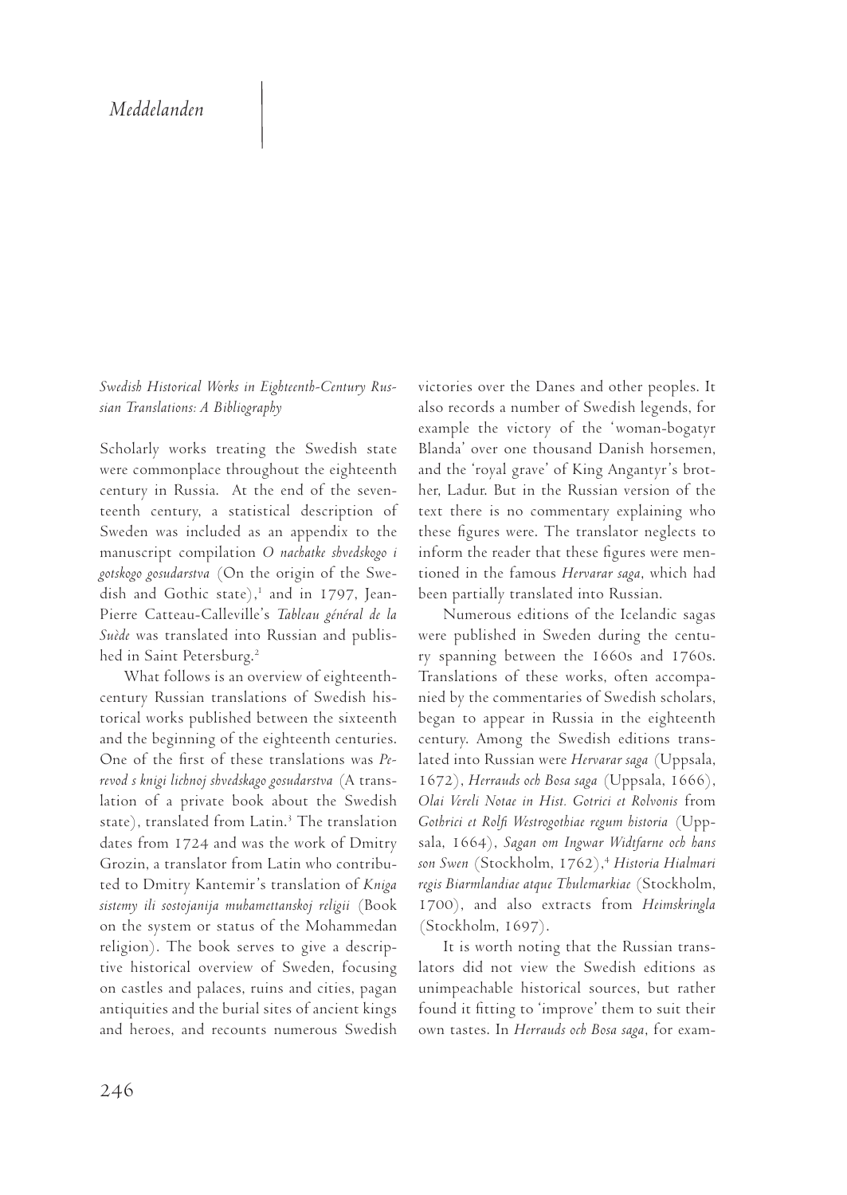# Meddelanden

## *Swedish Historical Works in Eighteenth-Century Russian Translations: A Bibliography*

Scholarly works treating the Swedish state were commonplace throughout the eighteenth century in Russia. At the end of the seventeenth century, a statistical description of Sweden was included as an appendix to the manuscript compilation *O nachatke shvedskogo i gotskogo gosudarstva* (On the origin of the Swedish and Gothic state),[1] and in 1797, Jean-Pierre Catteau-Calleville's *Tableau général de la Suède* was translated into Russian and published in Saint Petersburg.[2]

What follows is an overview of eighteenth-century Russian translations of Swedish historical works published between the sixteenth and the beginning of the eighteenth centuries. One of the first of these translations was *Perevod s knigi lichnoj shvedskago gosudarstva* (A translation of a private book about the Swedish state), translated from Latin.[3] The translation dates from 1724 and was the work of Dmitry Grozin, a translator from Latin who contributed to Dmitry Kantemir's translation of *Kniga sistemy ili sostojanija muhamettanskoj religii* (Book on the system or status of the Mohammedan religion). The book serves to give a descriptive historical overview of Sweden, focusing on castles and palaces, ruins and cities, pagan antiquities and the burial sites of ancient kings and heroes, and recounts numerous Swedish victories over the Danes and other peoples. It also records a number of Swedish legends, for example the victory of the 'woman-bogatyr Blanda' over one thousand Danish horsemen, and the 'royal grave' of King Angantyr's brother, Ladur. But in the Russian version of the text there is no commentary explaining who these figures were. The translator neglects to inform the reader that these figures were mentioned in the famous *Hervarar saga*, which had been partially translated into Russian.

Numerous editions of the Icelandic sagas were published in Sweden during the century spanning between the 1660s and 1760s. Translations of these works, often accompanied by the commentaries of Swedish scholars, began to appear in Russia in the eighteenth century. Among the Swedish editions translated into Russian were *Hervarar saga* (Uppsala, 1672), *Herrauds och Bosa saga* (Uppsala, 1666), *Olai Vereli Notae in Hist. Gotrici et Rolvonis* from *Gothrici et Rolfi Westrogothiae regum historia* (Uppsala, 1664), *Sagan om Ingwar Widtfarne och hans son Swen* (Stockholm, 1762),[4] *Historia Hialmari regis Biarmlandiae atque Thulemarkiae* (Stockholm, 1700), and also extracts from *Heimskringla* (Stockholm, 1697).

It is worth noting that the Russian translators did not view the Swedish editions as unimpeachable historical sources, but rather found it fitting to 'improve' them to suit their own tastes. In *Herrauds och Bosa saga*, for exam-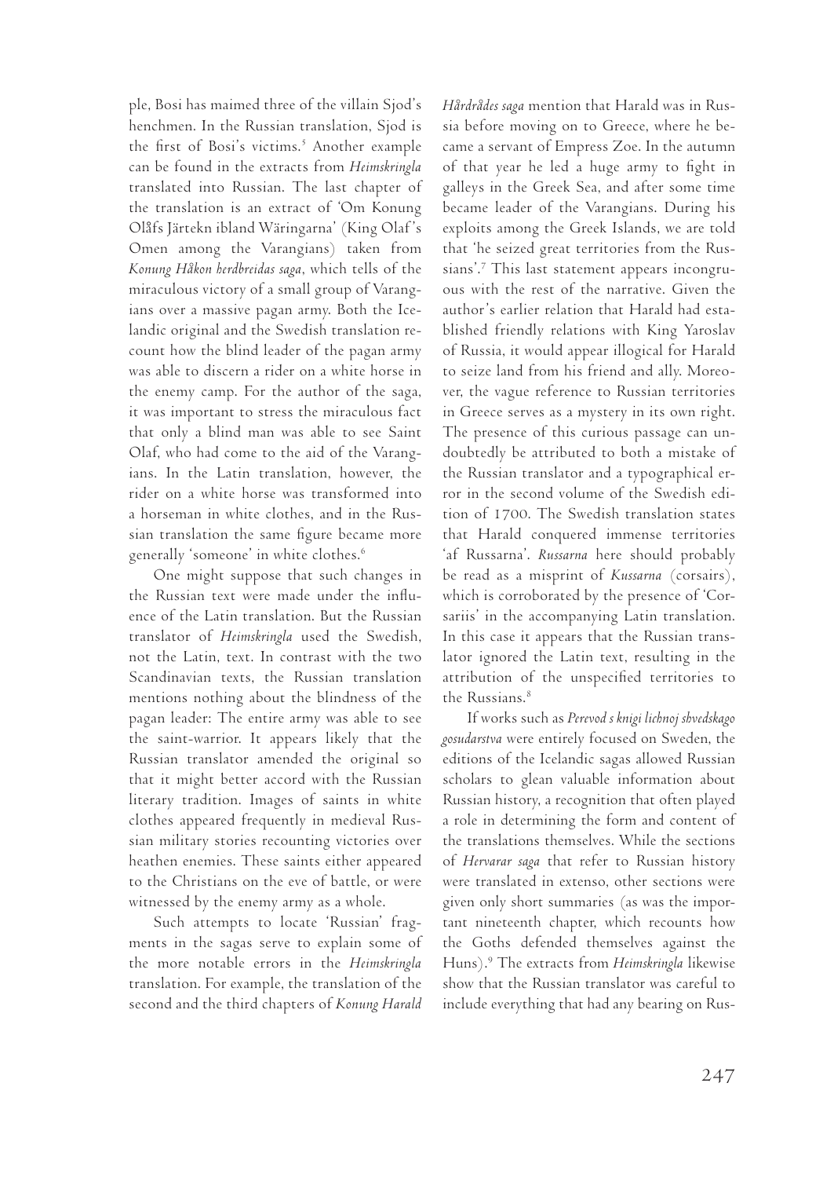ple, Bosi has maimed three of the villain Sjod's henchmen. In the Russian translation, Sjod is the first of Bosi's victims.[5] Another example can be found in the extracts from *Heimskringla* translated into Russian. The last chapter of the translation is an extract of 'Om Konung Olåfs Järtekn ibland Wäringarna' (King Olaf's Omen among the Varangians) taken from *Konung Håkon herdbreidas saga*, which tells of the miraculous victory of a small group of Varangians over a massive pagan army. Both the Icelandic original and the Swedish translation recount how the blind leader of the pagan army was able to discern a rider on a white horse in the enemy camp. For the author of the saga, it was important to stress the miraculous fact that only a blind man was able to see Saint Olaf, who had come to the aid of the Varangians. In the Latin translation, however, the rider on a white horse was transformed into a horseman in white clothes, and in the Russian translation the same figure became more generally 'someone' in white clothes.[6]

One might suppose that such changes in the Russian text were made under the influence of the Latin translation. But the Russian translator of *Heimskringla* used the Swedish, not the Latin, text. In contrast with the two Scandinavian texts, the Russian translation mentions nothing about the blindness of the pagan leader: The entire army was able to see the saint-warrior. It appears likely that the Russian translator amended the original so that it might better accord with the Russian literary tradition. Images of saints in white clothes appeared frequently in medieval Russian military stories recounting victories over heathen enemies. These saints either appeared to the Christians on the eve of battle, or were witnessed by the enemy army as a whole.

Such attempts to locate 'Russian' fragments in the sagas serve to explain some of the more notable errors in the *Heimskringla* translation. For example, the translation of the second and the third chapters of *Konung Harald Hårdrådes saga* mention that Harald was in Russia before moving on to Greece, where he became a servant of Empress Zoe. In the autumn of that year he led a huge army to fight in galleys in the Greek Sea, and after some time became leader of the Varangians. During his exploits among the Greek Islands, we are told that 'he seized great territories from the Russians'.[7] This last statement appears incongruous with the rest of the narrative. Given the author's earlier relation that Harald had established friendly relations with King Yaroslav of Russia, it would appear illogical for Harald to seize land from his friend and ally. Moreover, the vague reference to Russian territories in Greece serves as a mystery in its own right. The presence of this curious passage can undoubtedly be attributed to both a mistake of the Russian translator and a typographical error in the second volume of the Swedish edition of 1700. The Swedish translation states that Harald conquered immense territories 'af Russarna'. *Russarna* here should probably be read as a misprint of *Kussarna* (corsairs), which is corroborated by the presence of 'Corsariis' in the accompanying Latin translation. In this case it appears that the Russian translator ignored the Latin text, resulting in the attribution of the unspecified territories to the Russians.[8]

If works such as *Perevod s knigi lichnoj shvedskago gosudarstva* were entirely focused on Sweden, the editions of the Icelandic sagas allowed Russian scholars to glean valuable information about Russian history, a recognition that often played a role in determining the form and content of the translations themselves. While the sections of *Hervarar saga* that refer to Russian history were translated in extenso, other sections were given only short summaries (as was the important nineteenth chapter, which recounts how the Goths defended themselves against the Huns).[9] The extracts from *Heimskringla* likewise show that the Russian translator was careful to include everything that had any bearing on Rus-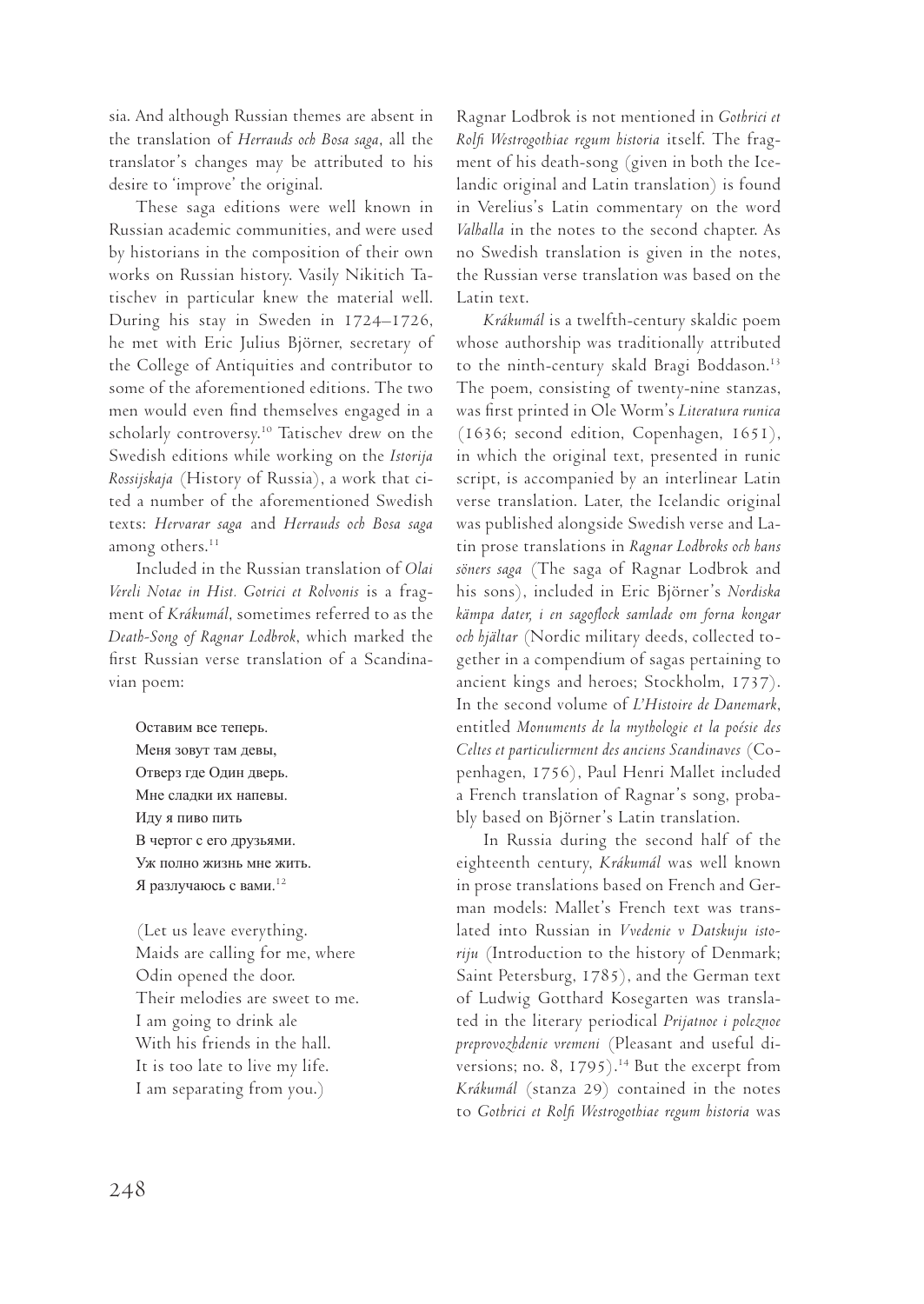sia. And although Russian themes are absent in the translation of *Herrauds och Bosa saga*, all the translator's changes may be attributed to his desire to 'improve' the original.

These saga editions were well known in Russian academic communities, and were used by historians in the composition of their own works on Russian history. Vasily Nikitich Tatischev in particular knew the material well. During his stay in Sweden in 1724–1726, he met with Eric Julius Björner, secretary of the College of Antiquities and contributor to some of the aforementioned editions. The two men would even find themselves engaged in a scholarly controversy.[10] Tatischev drew on the Swedish editions while working on the *Istorija Rossijskaja* (History of Russia), a work that cited a number of the aforementioned Swedish texts: *Hervarar saga* and *Herrauds och Bosa saga* among others.[11]

Included in the Russian translation of *Olai Vereli Notae in Hist. Gotrici et Rolvonis* is a fragment of *Krákumál*, sometimes referred to as the *Death-Song of Ragnar Lodbrok*, which marked the first Russian verse translation of a Scandinavian poem:

Оставим все теперь.
Меня зовут там девы,
Отверз где Один дверь.
Мне сладки их напевы.
Иду я пиво пить
В чертог с его друзьями.
Уж полно жизнь мне жить.
Я разлучаюсь с вами.[12]

(Let us leave everything.
Maids are calling for me, where
Odin opened the door.
Their melodies are sweet to me.
I am going to drink ale
With his friends in the hall.
It is too late to live my life.
I am separating from you.)

Ragnar Lodbrok is not mentioned in *Gothrici et Rolfi Westrogothiae regum historia* itself. The fragment of his death-song (given in both the Icelandic original and Latin translation) is found in Verelius's Latin commentary on the word *Valhalla* in the notes to the second chapter. As no Swedish translation is given in the notes, the Russian verse translation was based on the Latin text.

*Krákumál* is a twelfth-century skaldic poem whose authorship was traditionally attributed to the ninth-century skald Bragi Boddason.[13] The poem, consisting of twenty-nine stanzas, was first printed in Ole Worm's *Literatura runica* (1636; second edition, Copenhagen, 1651), in which the original text, presented in runic script, is accompanied by an interlinear Latin verse translation. Later, the Icelandic original was published alongside Swedish verse and Latin prose translations in *Ragnar Lodbroks och hans söners saga* (The saga of Ragnar Lodbrok and his sons), included in Eric Björner's *Nordiska kämpa dater, i en sagoflock samlade om forna kongar och hjältar* (Nordic military deeds, collected together in a compendium of sagas pertaining to ancient kings and heroes; Stockholm, 1737). In the second volume of *L'Histoire de Danemark*, entitled *Monuments de la mythologie et la poésie des Celtes et particulierment des anciens Scandinaves* (Copenhagen, 1756), Paul Henri Mallet included a French translation of Ragnar's song, probably based on Björner's Latin translation.

In Russia during the second half of the eighteenth century, *Krákumál* was well known in prose translations based on French and German models: Mallet's French text was translated into Russian in *Vvedenie v Datskuju istoriju* (Introduction to the history of Denmark; Saint Petersburg, 1785), and the German text of Ludwig Gotthard Kosegarten was translated in the literary periodical *Prijatnoe i poleznoe preprovozhdenie vremeni* (Pleasant and useful diversions; no. 8, 1795).[14] But the excerpt from *Krákumál* (stanza 29) contained in the notes to *Gothrici et Rolfi Westrogothiae regum historia* was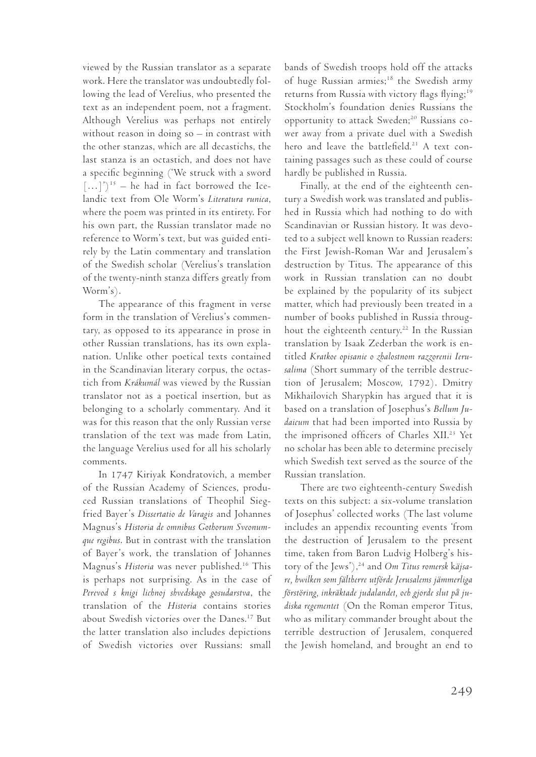viewed by the Russian translator as a separate work. Here the translator was undoubtedly following the lead of Verelius, who presented the text as an independent poem, not a fragment. Although Verelius was perhaps not entirely without reason in doing so – in contrast with the other stanzas, which are all decastichs, the last stanza is an octastich, and does not have a specific beginning ('We struck with a sword [...]')[15] – he had in fact borrowed the Icelandic text from Ole Worm's *Literatura runica*, where the poem was printed in its entirety. For his own part, the Russian translator made no reference to Worm's text, but was guided entirely by the Latin commentary and translation of the Swedish scholar (Verelius's translation of the twenty-ninth stanza differs greatly from Worm's).

The appearance of this fragment in verse form in the translation of Verelius's commentary, as opposed to its appearance in prose in other Russian translations, has its own explanation. Unlike other poetical texts contained in the Scandinavian literary corpus, the octastich from *Krákumál* was viewed by the Russian translator not as a poetical insertion, but as belonging to a scholarly commentary. And it was for this reason that the only Russian verse translation of the text was made from Latin, the language Verelius used for all his scholarly comments.

In 1747 Kiriyak Kondratovich, a member of the Russian Academy of Sciences, produced Russian translations of Theophil Siegfried Bayer's *Dissertatio de Varagis* and Johannes Magnus's *Historia de omnibus Gothorum Sveonumque regibus*. But in contrast with the translation of Bayer's work, the translation of Johannes Magnus's *Historia* was never published.[16] This is perhaps not surprising. As in the case of *Perevod s knigi lichnoj shvedskago gosudarstva*, the translation of the *Historia* contains stories about Swedish victories over the Danes.[17] But the latter translation also includes depictions of Swedish victories over Russians: small bands of Swedish troops hold off the attacks of huge Russian armies;[18] the Swedish army returns from Russia with victory flags flying;[19] Stockholm's foundation denies Russians the opportunity to attack Sweden;[20] Russians cower away from a private duel with a Swedish hero and leave the battlefield.[21] A text containing passages such as these could of course hardly be published in Russia.

Finally, at the end of the eighteenth century a Swedish work was translated and published in Russia which had nothing to do with Scandinavian or Russian history. It was devoted to a subject well known to Russian readers: the First Jewish-Roman War and Jerusalem's destruction by Titus. The appearance of this work in Russian translation can no doubt be explained by the popularity of its subject matter, which had previously been treated in a number of books published in Russia throughout the eighteenth century.[22] In the Russian translation by Isaak Zederban the work is entitled *Kratkoe opisanie o zhalostnom razzorenii Ierusalima* (Short summary of the terrible destruction of Jerusalem; Moscow, 1792). Dmitry Mikhailovich Sharypkin has argued that it is based on a translation of Josephus's *Bellum Judaicum* that had been imported into Russia by the imprisoned officers of Charles XII.[23] Yet no scholar has been able to determine precisely which Swedish text served as the source of the Russian translation.

There are two eighteenth-century Swedish texts on this subject: a six-volume translation of Josephus' collected works (The last volume includes an appendix recounting events 'from the destruction of Jerusalem to the present time, taken from Baron Ludvig Holberg's history of the Jews'),[24] and *Om Titus romersk käjsare, hwilken som fältherre utförde Jerusalems jämmerliga förstöring, inkräktade judalandet, och gjorde slut på judiska regementet* (On the Roman emperor Titus, who as military commander brought about the terrible destruction of Jerusalem, conquered the Jewish homeland, and brought an end to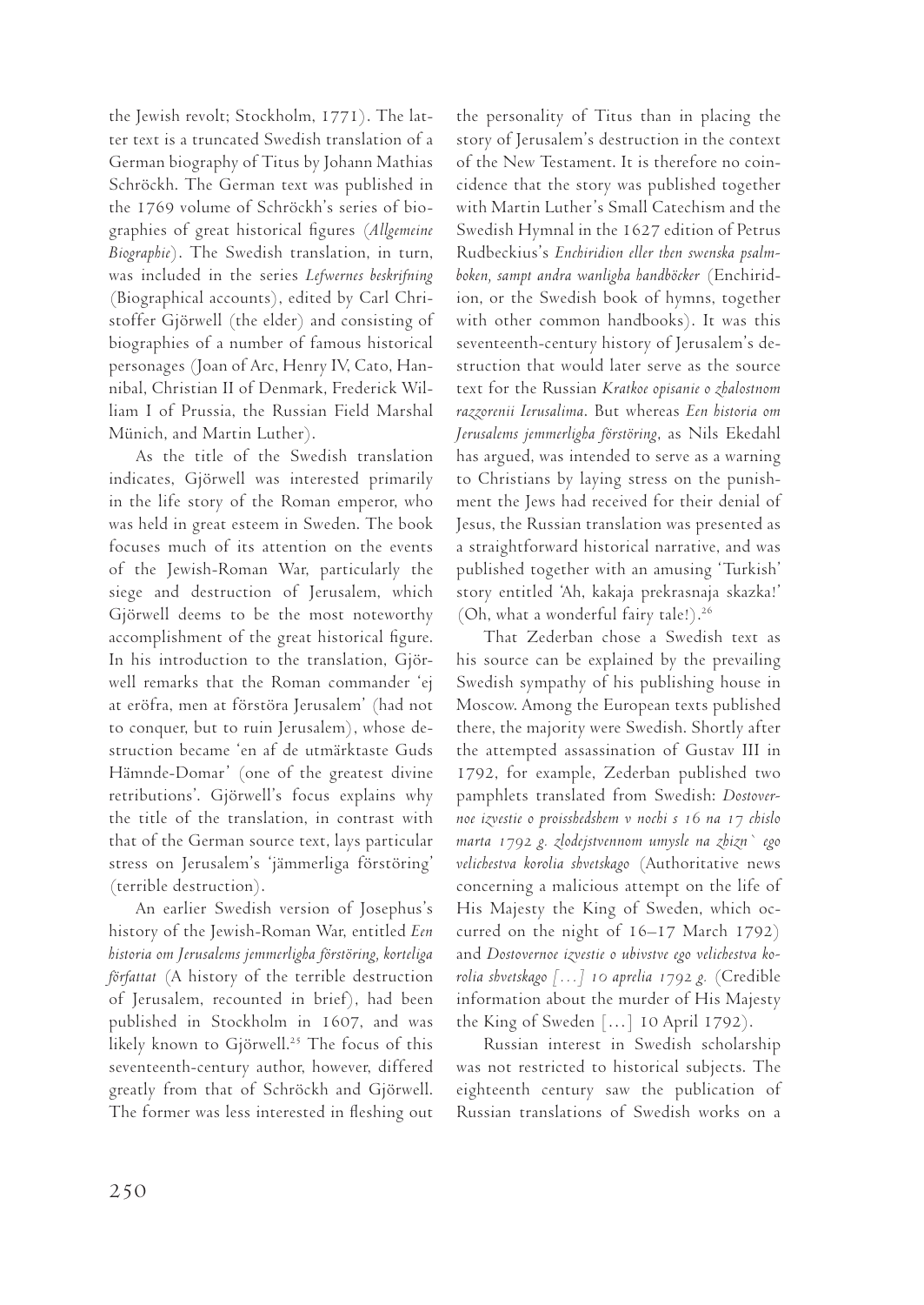the Jewish revolt; Stockholm, 1771). The latter text is a truncated Swedish translation of a German biography of Titus by Johann Mathias Schröckh. The German text was published in the 1769 volume of Schröckh's series of biographies of great historical figures (*Allgemeine Biographie*). The Swedish translation, in turn, was included in the series *Lefwernes beskrifning* (Biographical accounts), edited by Carl Christoffer Gjörwell (the elder) and consisting of biographies of a number of famous historical personages (Joan of Arc, Henry IV, Cato, Hannibal, Christian II of Denmark, Frederick William I of Prussia, the Russian Field Marshal Münich, and Martin Luther).

As the title of the Swedish translation indicates, Gjörwell was interested primarily in the life story of the Roman emperor, who was held in great esteem in Sweden. The book focuses much of its attention on the events of the Jewish-Roman War, particularly the siege and destruction of Jerusalem, which Gjörwell deems to be the most noteworthy accomplishment of the great historical figure. In his introduction to the translation, Gjörwell remarks that the Roman commander 'ej at eröfra, men at förstöra Jerusalem' (had not to conquer, but to ruin Jerusalem), whose destruction became 'en af de utmärktaste Guds Hämnde-Domar' (one of the greatest divine retributions'. Gjörwell's focus explains why the title of the translation, in contrast with that of the German source text, lays particular stress on Jerusalem's 'jämmerliga förstöring' (terrible destruction).

An earlier Swedish version of Josephus's history of the Jewish-Roman War, entitled *Een historia om Jerusalems jemmerligha förstöring, korteliga författat* (A history of the terrible destruction of Jerusalem, recounted in brief), had been published in Stockholm in 1607, and was likely known to Gjörwell.[25] The focus of this seventeenth-century author, however, differed greatly from that of Schröckh and Gjörwell. The former was less interested in fleshing out the personality of Titus than in placing the story of Jerusalem's destruction in the context of the New Testament. It is therefore no coincidence that the story was published together with Martin Luther's Small Catechism and the Swedish Hymnal in the 1627 edition of Petrus Rudbeckius's *Enchiridion eller then swenska psalmboken, sampt andra wanligha handböcker* (Enchiridion, or the Swedish book of hymns, together with other common handbooks). It was this seventeenth-century history of Jerusalem's destruction that would later serve as the source text for the Russian *Kratkoe opisanie o zhalostnom razzorenii Ierusalima*. But whereas *Een historia om Jerusalems jemmerligha förstöring*, as Nils Ekedahl has argued, was intended to serve as a warning to Christians by laying stress on the punishment the Jews had received for their denial of Jesus, the Russian translation was presented as a straightforward historical narrative, and was published together with an amusing 'Turkish' story entitled 'Ah, kakaja prekrasnaja skazka!' (Oh, what a wonderful fairy tale!).[26]

That Zederban chose a Swedish text as his source can be explained by the prevailing Swedish sympathy of his publishing house in Moscow. Among the European texts published there, the majority were Swedish. Shortly after the attempted assassination of Gustav III in 1792, for example, Zederban published two pamphlets translated from Swedish: *Dostovernoe izvestie o proisshedshem v nochi s 16 na 17 chislo marta 1792 g. zlodejstvennom umysle na zhizn` ego velichestva korolia shvetskago* (Authoritative news concerning a malicious attempt on the life of His Majesty the King of Sweden, which occurred on the night of 16–17 March 1792) and *Dostovernoe izvestie o ubivstve ego velichestva korolia shvetskago [...] 10 aprelia 1792 g.* (Credible information about the murder of His Majesty the King of Sweden [...] 10 April 1792).

Russian interest in Swedish scholarship was not restricted to historical subjects. The eighteenth century saw the publication of Russian translations of Swedish works on a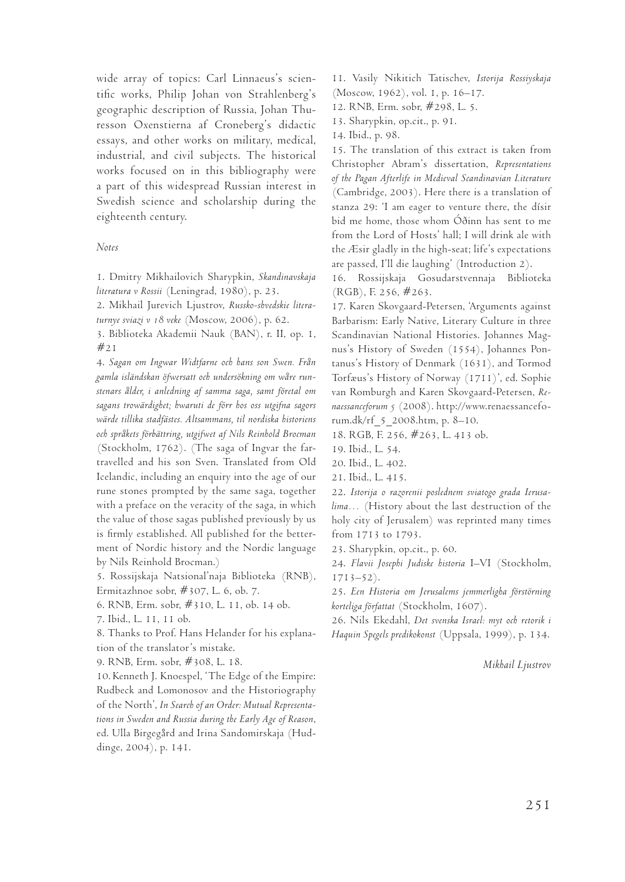wide array of topics: Carl Linnaeus's scientific works, Philip Johan von Strahlenberg's geographic description of Russia, Johan Thuresson Oxenstierna af Croneberg's didactic essays, and other works on military, medical, industrial, and civil subjects. The historical works focused on in this bibliography were a part of this widespread Russian interest in Swedish science and scholarship during the eighteenth century.

*Notes*

1. Dmitry Mikhailovich Sharypkin, *Skandinavskaja literatura v Rossii* (Leningrad, 1980), p. 23.
2. Mikhail Jurevich Ljustrov, *Russko-shvedskie literaturnye sviazi v 18 veke* (Moscow, 2006), p. 62.
3. Biblioteka Akademii Nauk (BAN), r. II, op. 1, #21
4. *Sagan om Ingwar Widtfarne och hans son Swen. Från gamla isländskan öfwersatt och undersökning om wåre runstenars ålder, i anledning af samma saga, samt företal om sagans trowärdighet; hwaruti de förr hos oss utgifna sagors wärde tillika stadfästes. Altsammans, til nordiska historiens och språkets förbättring, utgifwet af Nils Reinhold Brocman* (Stockholm, 1762). (The saga of Ingvar the far-travelled and his son Sven. Translated from Old Icelandic, including an enquiry into the age of our rune stones prompted by the same saga, together with a preface on the veracity of the saga, in which the value of those sagas published previously by us is firmly established. All published for the betterment of Nordic history and the Nordic language by Nils Reinhold Brocman.)
5. Rossijskaja Natsional'naja Biblioteka (RNB), Ermitazhnoe sobr, #307, L. 6, ob. 7.
6. RNB, Erm. sobr, #310, L. 11, ob. 14 ob.
7. Ibid., L. 11, 11 ob.
8. Thanks to Prof. Hans Helander for his explanation of the translator's mistake.
9. RNB, Erm. sobr, #308, L. 18.
10. Kenneth J. Knoespel, 'The Edge of the Empire: Rudbeck and Lomonosov and the Historiography of the North', *In Search of an Order: Mutual Representations in Sweden and Russia during the Early Age of Reason*, ed. Ulla Birgegård and Irina Sandomirskaja (Huddinge, 2004), p. 141.
11. Vasily Nikitich Tatischev, *Istorija Rossiyskaja* (Moscow, 1962), vol. 1, p. 16–17.
12. RNB, Erm. sobr, #298, L. 5.
13. Sharypkin, op.cit., p. 91.
14. Ibid., p. 98.
15. The translation of this extract is taken from Christopher Abram's dissertation, *Representations of the Pagan Afterlife in Medieval Scandinavian Literature* (Cambridge, 2003). Here there is a translation of stanza 29: 'I am eager to venture there, the dísir bid me home, those whom Óðinn has sent to me from the Lord of Hosts' hall; I will drink ale with the Æsir gladly in the high-seat; life's expectations are passed, I'll die laughing' (Introduction 2).
16. Rossijskaja Gosudarstvennaja Biblioteka (RGB), F. 256, #263.
17. Karen Skovgaard-Petersen, 'Arguments against Barbarism: Early Native, Literary Culture in three Scandinavian National Histories. Johannes Magnus's History of Sweden (1554), Johannes Pontanus's History of Denmark (1631), and Tormod Torfæus's History of Norway (1711)', ed. Sophie van Romburgh and Karen Skovgaard-Petersen, *Renaessanceforum 5* (2008). http://www.renaessanceforum.dk/rf_5_2008.htm, p. 8–10.
18. RGB, F. 256, #263, L. 413 ob.
19. Ibid., L. 54.
20. Ibid., L. 402.
21. Ibid., L. 415.
22. *Istorija o razorenii poslednem sviatogo grada Ierusalima…* (History about the last destruction of the holy city of Jerusalem) was reprinted many times from 1713 to 1793.
23. Sharypkin, op.cit., p. 60.
24. *Flavii Josephi Judiske historia* I–VI (Stockholm, 1713–52).
25. *Een Historia om Jerusalems jemmerligha förstörning korteliga författat* (Stockholm, 1607).
26. Nils Ekedahl, *Det svenska Israel: myt och retorik i Haquin Spegels predikokonst* (Uppsala, 1999), p. 134.

*Mikhail Ljustrov*